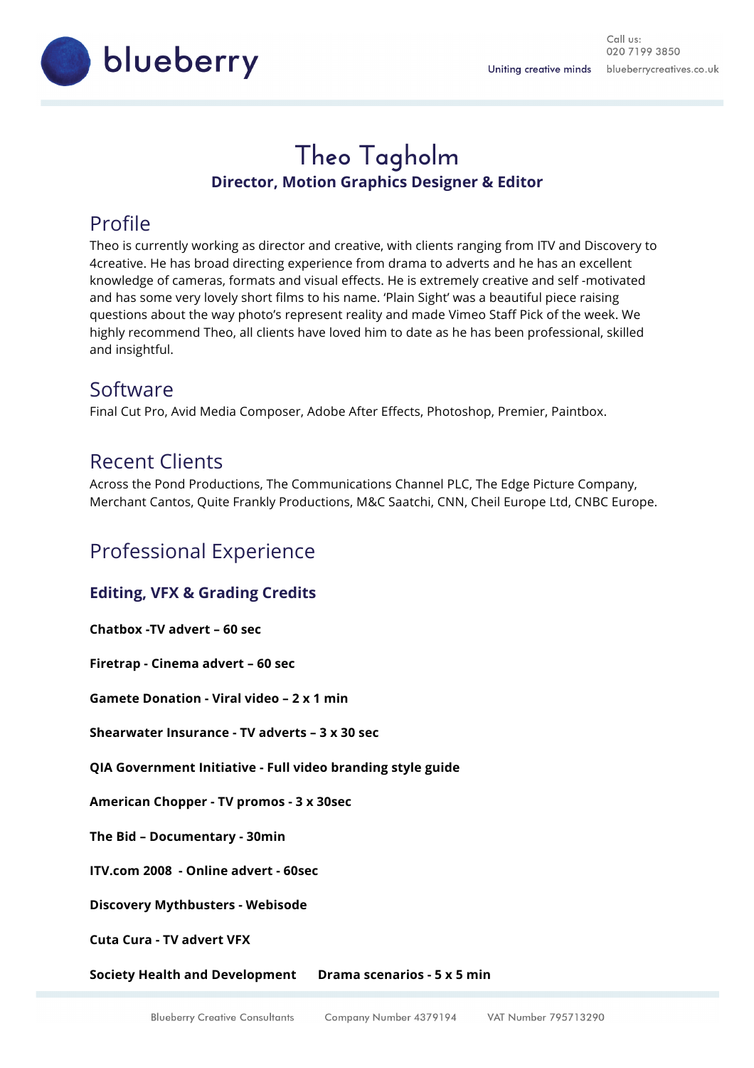# Theo Tagholm

**Director, Motion Graphics Designer & Editor**

## Profile

Theo is currently working as director and creative, with clients ranging from ITV and Discovery to 4creative. He has broad directing experience from drama to adverts and he has an excellent knowledge of cameras, formats and visual effects. He is extremely creative and self -motivated and has some very lovely short films to his name. 'Plain Sight' was a beautiful piece raising questions about the way photo's represent reality and made Vimeo Staff Pick of the week. We highly recommend Theo, all clients have loved him to date as he has been professional, skilled and insightful.

## Software

Final Cut Pro, Avid Media Composer, Adobe After Effects, Photoshop, Premier, Paintbox.

## Recent Clients

Across the Pond Productions, The Communications Channel PLC, The Edge Picture Company, Merchant Cantos, Quite Frankly Productions, M&C Saatchi, CNN, Cheil Europe Ltd, CNBC Europe.

## Professional Experience

### Editing, VFX & Grading Credits

**Chatbox -TV advert – 60 sec**

**Firetrap - Cinema advert – 60 sec**

**Gamete Donation - Viral video – 2 x 1 min**

**Shearwater Insurance - TV adverts – 3 x 30 sec**

**QIA Government Initiative - Full video branding style guide**

**American Chopper - TV promos - 3 x 30sec**

**The Bid – Documentary - 30min**

**ITV.com 2008 - Online advert - 60sec**

**Discovery Mythbusters - Webisode**

**Cuta Cura - TV advert VFX**

**Society Health and Development  Drama scenarios - 5 x 5 min**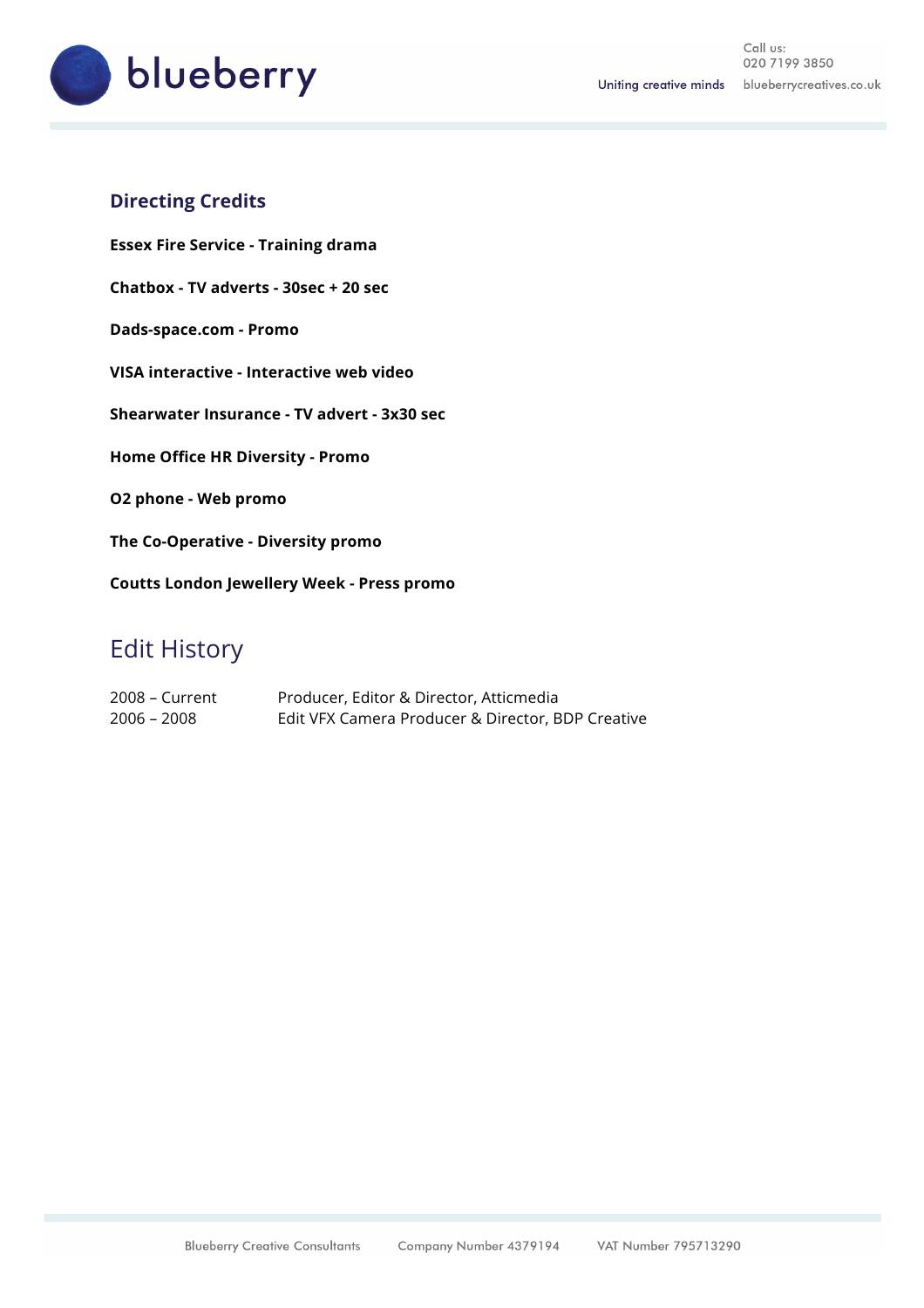## Directing Credits

**Essex Fire Service - Training drama**

**Chatbox - TV adverts - 30sec + 20 sec**

**Dads-space.com - Promo**

**VISA interactive - Interactive web video**

**Shearwater Insurance - TV advert - 3x30 sec**

**Home Office HR Diversity - Promo**

**O2 phone - Web promo**

**The Co-Operative - Diversity promo**

**Coutts London Jewellery Week - Press promo**

## Edit History

| | |
|---|---|
| 2008 – Current | Producer, Editor & Director, Atticmedia |
| 2006 – 2008 | Edit VFX Camera Producer & Director, BDP Creative |